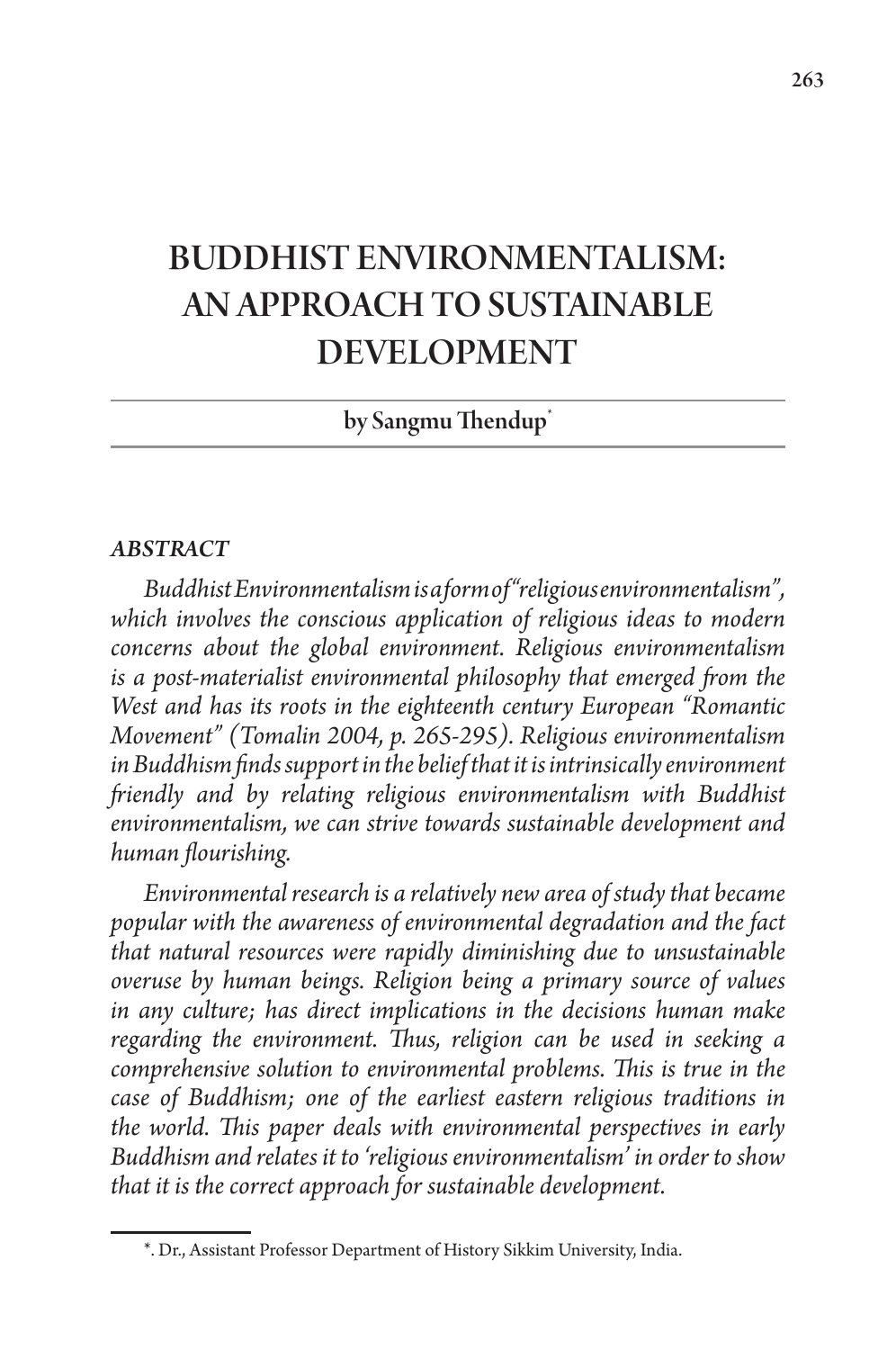# BUDDHIST ENVIRONMENTALISM: AN APPROACH TO SUSTAINABLE DEVELOPMENT

by Sangmu Thendup*

### *ABSTRACT*

*Buddhist Environmentalism is a form of "religious environmentalism", which involves the conscious application of religious ideas to modern concerns about the global environment. Religious environmentalism is a post-materialist environmental philosophy that emerged from the West and has its roots in the eighteenth century European "Romantic Movement" (Tomalin 2004, p. 265-295). Religious environmentalism in Buddhism finds support in the belief that it is intrinsically environment friendly and by relating religious environmentalism with Buddhist environmentalism, we can strive towards sustainable development and human flourishing.*

*Environmental research is a relatively new area of study that became popular with the awareness of environmental degradation and the fact that natural resources were rapidly diminishing due to unsustainable overuse by human beings. Religion being a primary source of values in any culture; has direct implications in the decisions human make regarding the environment. Thus, religion can be used in seeking a comprehensive solution to environmental problems. This is true in the case of Buddhism; one of the earliest eastern religious traditions in the world. This paper deals with environmental perspectives in early Buddhism and relates it to 'religious environmentalism' in order to show that it is the correct approach for sustainable development.*

*. Dr., Assistant Professor Department of History Sikkim University, India.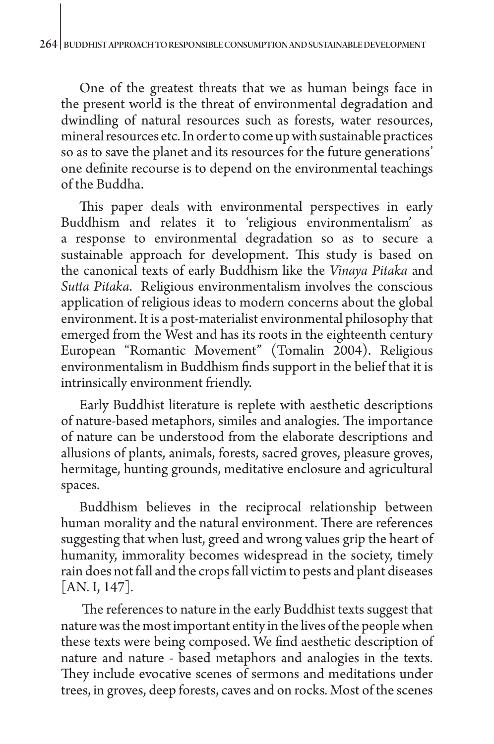One of the greatest threats that we as human beings face in the present world is the threat of environmental degradation and dwindling of natural resources such as forests, water resources, mineral resources etc. In order to come up with sustainable practices so as to save the planet and its resources for the future generations' one definite recourse is to depend on the environmental teachings of the Buddha.

This paper deals with environmental perspectives in early Buddhism and relates it to 'religious environmentalism' as a response to environmental degradation so as to secure a sustainable approach for development. This study is based on the canonical texts of early Buddhism like the *Vinaya Pitaka* and *Sutta Pitaka*. Religious environmentalism involves the conscious application of religious ideas to modern concerns about the global environment. It is a post-materialist environmental philosophy that emerged from the West and has its roots in the eighteenth century European "Romantic Movement" (Tomalin 2004). Religious environmentalism in Buddhism finds support in the belief that it is intrinsically environment friendly.

Early Buddhist literature is replete with aesthetic descriptions of nature-based metaphors, similes and analogies. The importance of nature can be understood from the elaborate descriptions and allusions of plants, animals, forests, sacred groves, pleasure groves, hermitage, hunting grounds, meditative enclosure and agricultural spaces.

Buddhism believes in the reciprocal relationship between human morality and the natural environment. There are references suggesting that when lust, greed and wrong values grip the heart of humanity, immorality becomes widespread in the society, timely rain does not fall and the crops fall victim to pests and plant diseases [AN. I, 147].

The references to nature in the early Buddhist texts suggest that nature was the most important entity in the lives of the people when these texts were being composed. We find aesthetic description of nature and nature - based metaphors and analogies in the texts. They include evocative scenes of sermons and meditations under trees, in groves, deep forests, caves and on rocks. Most of the scenes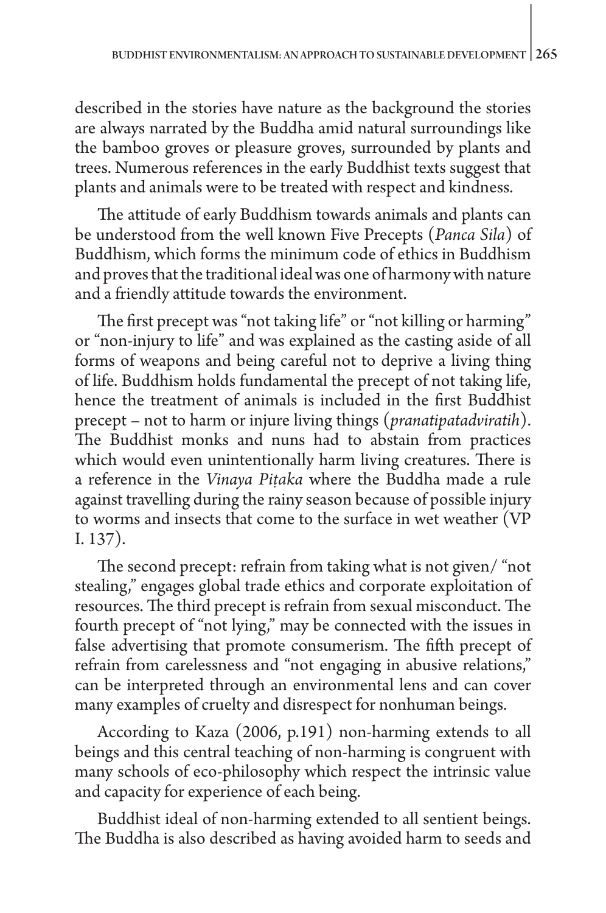described in the stories have nature as the background the stories are always narrated by the Buddha amid natural surroundings like the bamboo groves or pleasure groves, surrounded by plants and trees. Numerous references in the early Buddhist texts suggest that plants and animals were to be treated with respect and kindness.

The attitude of early Buddhism towards animals and plants can be understood from the well known Five Precepts (*Panca Sila*) of Buddhism, which forms the minimum code of ethics in Buddhism and proves that the traditional ideal was one of harmony with nature and a friendly attitude towards the environment.

The first precept was "not taking life" or "not killing or harming" or "non-injury to life" and was explained as the casting aside of all forms of weapons and being careful not to deprive a living thing of life. Buddhism holds fundamental the precept of not taking life, hence the treatment of animals is included in the first Buddhist precept – not to harm or injure living things (*pranatipatadviratih*). The Buddhist monks and nuns had to abstain from practices which would even unintentionally harm living creatures. There is a reference in the *Vinaya Piṭaka* where the Buddha made a rule against travelling during the rainy season because of possible injury to worms and insects that come to the surface in wet weather (VP I. 137).

The second precept: refrain from taking what is not given/ "not stealing," engages global trade ethics and corporate exploitation of resources. The third precept is refrain from sexual misconduct. The fourth precept of "not lying," may be connected with the issues in false advertising that promote consumerism. The fifth precept of refrain from carelessness and "not engaging in abusive relations," can be interpreted through an environmental lens and can cover many examples of cruelty and disrespect for nonhuman beings.

According to Kaza (2006, p.191) non-harming extends to all beings and this central teaching of non-harming is congruent with many schools of eco-philosophy which respect the intrinsic value and capacity for experience of each being.

Buddhist ideal of non-harming extended to all sentient beings. The Buddha is also described as having avoided harm to seeds and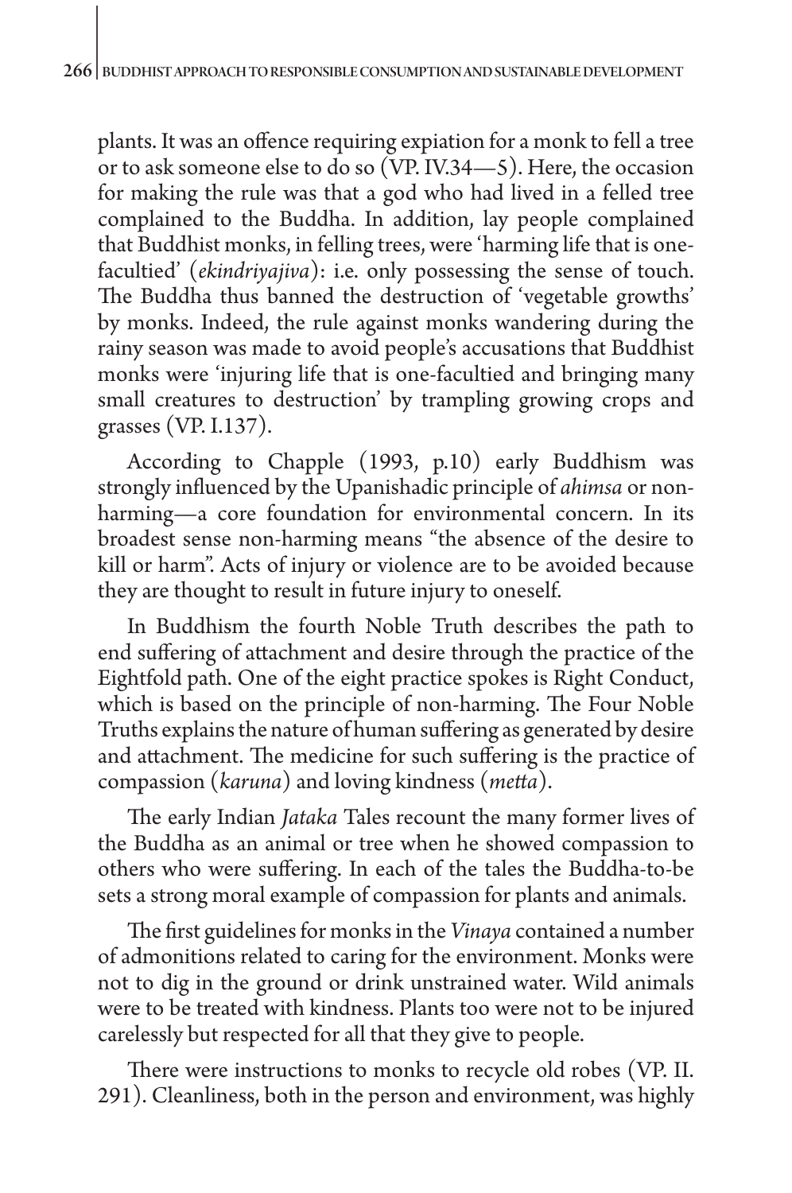plants. It was an offence requiring expiation for a monk to fell a tree or to ask someone else to do so (VP. IV.34—5). Here, the occasion for making the rule was that a god who had lived in a felled tree complained to the Buddha. In addition, lay people complained that Buddhist monks, in felling trees, were 'harming life that is one-facultied' (*ekindriyajiva*): i.e. only possessing the sense of touch. The Buddha thus banned the destruction of 'vegetable growths' by monks. Indeed, the rule against monks wandering during the rainy season was made to avoid people's accusations that Buddhist monks were 'injuring life that is one-facultied and bringing many small creatures to destruction' by trampling growing crops and grasses (VP. I.137).

According to Chapple (1993, p.10) early Buddhism was strongly influenced by the Upanishadic principle of *ahimsa* or non-harming—a core foundation for environmental concern. In its broadest sense non-harming means "the absence of the desire to kill or harm". Acts of injury or violence are to be avoided because they are thought to result in future injury to oneself.

In Buddhism the fourth Noble Truth describes the path to end suffering of attachment and desire through the practice of the Eightfold path. One of the eight practice spokes is Right Conduct, which is based on the principle of non-harming. The Four Noble Truths explains the nature of human suffering as generated by desire and attachment. The medicine for such suffering is the practice of compassion (*karuna*) and loving kindness (*metta*).

The early Indian *Jataka* Tales recount the many former lives of the Buddha as an animal or tree when he showed compassion to others who were suffering. In each of the tales the Buddha-to-be sets a strong moral example of compassion for plants and animals.

The first guidelines for monks in the *Vinaya* contained a number of admonitions related to caring for the environment. Monks were not to dig in the ground or drink unstrained water. Wild animals were to be treated with kindness. Plants too were not to be injured carelessly but respected for all that they give to people.

There were instructions to monks to recycle old robes (VP. II. 291). Cleanliness, both in the person and environment, was highly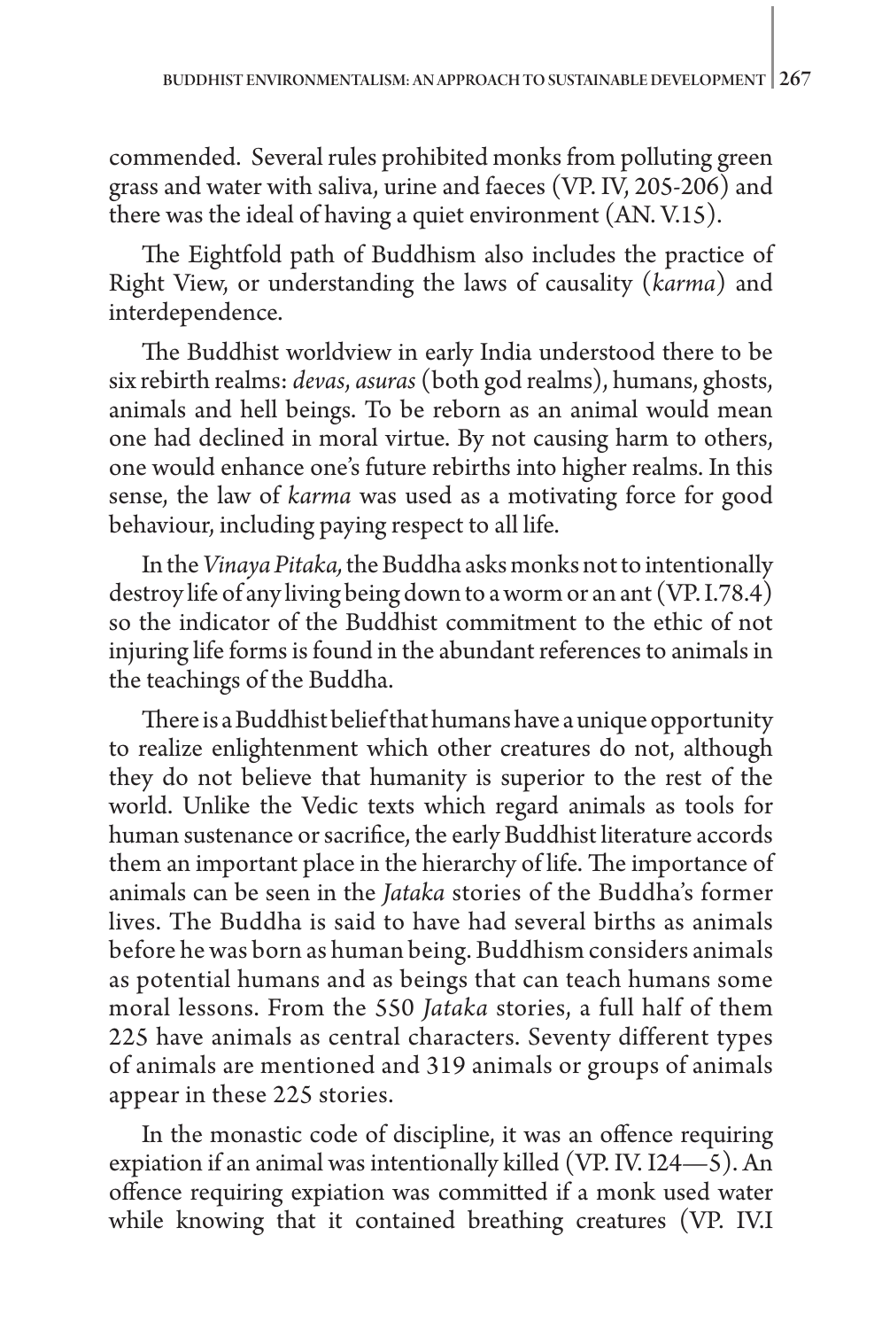commended. Several rules prohibited monks from polluting green grass and water with saliva, urine and faeces (VP. IV, 205-206) and there was the ideal of having a quiet environment (AN. V.15).

The Eightfold path of Buddhism also includes the practice of Right View, or understanding the laws of causality (*karma*) and interdependence.

The Buddhist worldview in early India understood there to be six rebirth realms: *devas*, *asuras* (both god realms), humans, ghosts, animals and hell beings. To be reborn as an animal would mean one had declined in moral virtue. By not causing harm to others, one would enhance one's future rebirths into higher realms. In this sense, the law of *karma* was used as a motivating force for good behaviour, including paying respect to all life.

In the *Vinaya Pitaka,* the Buddha asks monks not to intentionally destroy life of any living being down to a worm or an ant (VP. I.78.4) so the indicator of the Buddhist commitment to the ethic of not injuring life forms is found in the abundant references to animals in the teachings of the Buddha.

There is a Buddhist belief that humans have a unique opportunity to realize enlightenment which other creatures do not, although they do not believe that humanity is superior to the rest of the world. Unlike the Vedic texts which regard animals as tools for human sustenance or sacrifice, the early Buddhist literature accords them an important place in the hierarchy of life. The importance of animals can be seen in the *Jataka* stories of the Buddha's former lives. The Buddha is said to have had several births as animals before he was born as human being. Buddhism considers animals as potential humans and as beings that can teach humans some moral lessons. From the 550 *Jataka* stories, a full half of them 225 have animals as central characters. Seventy different types of animals are mentioned and 319 animals or groups of animals appear in these 225 stories.

In the monastic code of discipline, it was an offence requiring expiation if an animal was intentionally killed (VP. IV. I24—5). An offence requiring expiation was committed if a monk used water while knowing that it contained breathing creatures (VP. IV.I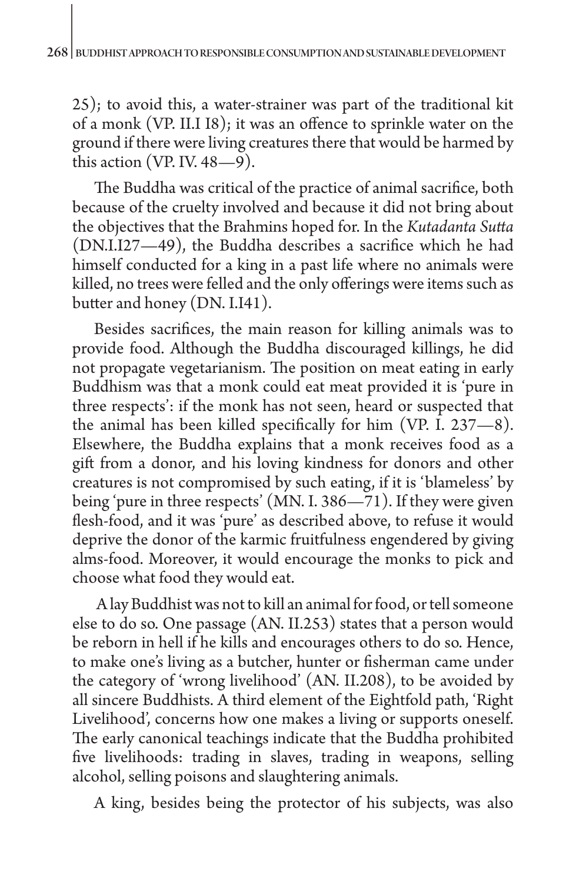25); to avoid this, a water-strainer was part of the traditional kit of a monk (VP. II.I I8); it was an offence to sprinkle water on the ground if there were living creatures there that would be harmed by this action (VP. IV. 48—9).

The Buddha was critical of the practice of animal sacrifice, both because of the cruelty involved and because it did not bring about the objectives that the Brahmins hoped for. In the *Kutadanta Sutta* (DN.I.I27—49), the Buddha describes a sacrifice which he had himself conducted for a king in a past life where no animals were killed, no trees were felled and the only offerings were items such as butter and honey (DN. I.I41).

Besides sacrifices, the main reason for killing animals was to provide food. Although the Buddha discouraged killings, he did not propagate vegetarianism. The position on meat eating in early Buddhism was that a monk could eat meat provided it is 'pure in three respects': if the monk has not seen, heard or suspected that the animal has been killed specifically for him (VP. I. 237—8). Elsewhere, the Buddha explains that a monk receives food as a gift from a donor, and his loving kindness for donors and other creatures is not compromised by such eating, if it is 'blameless' by being 'pure in three respects' (MN. I. 386—71). If they were given flesh-food, and it was 'pure' as described above, to refuse it would deprive the donor of the karmic fruitfulness engendered by giving alms-food. Moreover, it would encourage the monks to pick and choose what food they would eat.

A lay Buddhist was not to kill an animal for food, or tell someone else to do so. One passage (AN. II.253) states that a person would be reborn in hell if he kills and encourages others to do so. Hence, to make one's living as a butcher, hunter or fisherman came under the category of 'wrong livelihood' (AN. II.208), to be avoided by all sincere Buddhists. A third element of the Eightfold path, 'Right Livelihood', concerns how one makes a living or supports oneself. The early canonical teachings indicate that the Buddha prohibited five livelihoods: trading in slaves, trading in weapons, selling alcohol, selling poisons and slaughtering animals.

A king, besides being the protector of his subjects, was also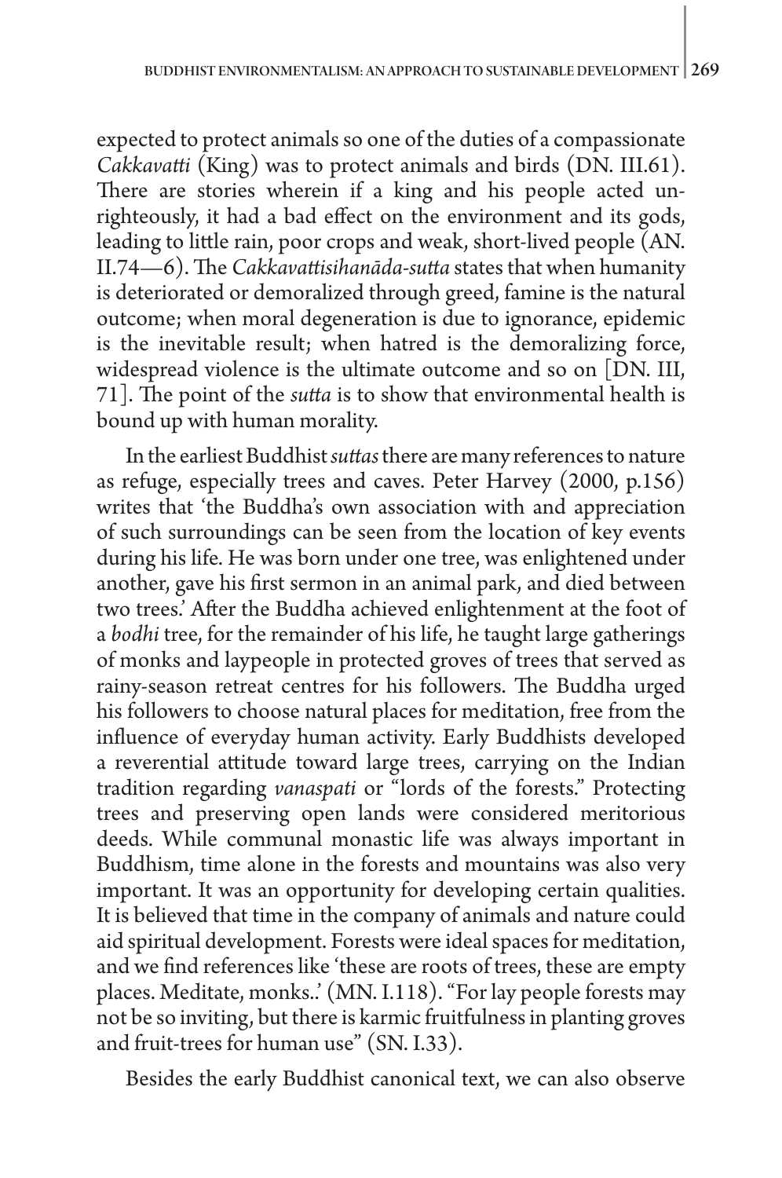expected to protect animals so one of the duties of a compassionate *Cakkavatti* (King) was to protect animals and birds (DN. III.61). There are stories wherein if a king and his people acted unrighteously, it had a bad effect on the environment and its gods, leading to little rain, poor crops and weak, short-lived people (AN. II.74—6). The *Cakkavattisihanāda-sutta* states that when humanity is deteriorated or demoralized through greed, famine is the natural outcome; when moral degeneration is due to ignorance, epidemic is the inevitable result; when hatred is the demoralizing force, widespread violence is the ultimate outcome and so on [DN. III, 71]. The point of the *sutta* is to show that environmental health is bound up with human morality.

In the earliest Buddhist *suttas* there are many references to nature as refuge, especially trees and caves. Peter Harvey (2000, p.156) writes that 'the Buddha's own association with and appreciation of such surroundings can be seen from the location of key events during his life. He was born under one tree, was enlightened under another, gave his first sermon in an animal park, and died between two trees.' After the Buddha achieved enlightenment at the foot of a *bodhi* tree, for the remainder of his life, he taught large gatherings of monks and laypeople in protected groves of trees that served as rainy-season retreat centres for his followers. The Buddha urged his followers to choose natural places for meditation, free from the influence of everyday human activity. Early Buddhists developed a reverential attitude toward large trees, carrying on the Indian tradition regarding *vanaspati* or "lords of the forests." Protecting trees and preserving open lands were considered meritorious deeds. While communal monastic life was always important in Buddhism, time alone in the forests and mountains was also very important. It was an opportunity for developing certain qualities. It is believed that time in the company of animals and nature could aid spiritual development. Forests were ideal spaces for meditation, and we find references like 'these are roots of trees, these are empty places. Meditate, monks..' (MN. I.118). "For lay people forests may not be so inviting, but there is karmic fruitfulness in planting groves and fruit-trees for human use" (SN. I.33).

Besides the early Buddhist canonical text, we can also observe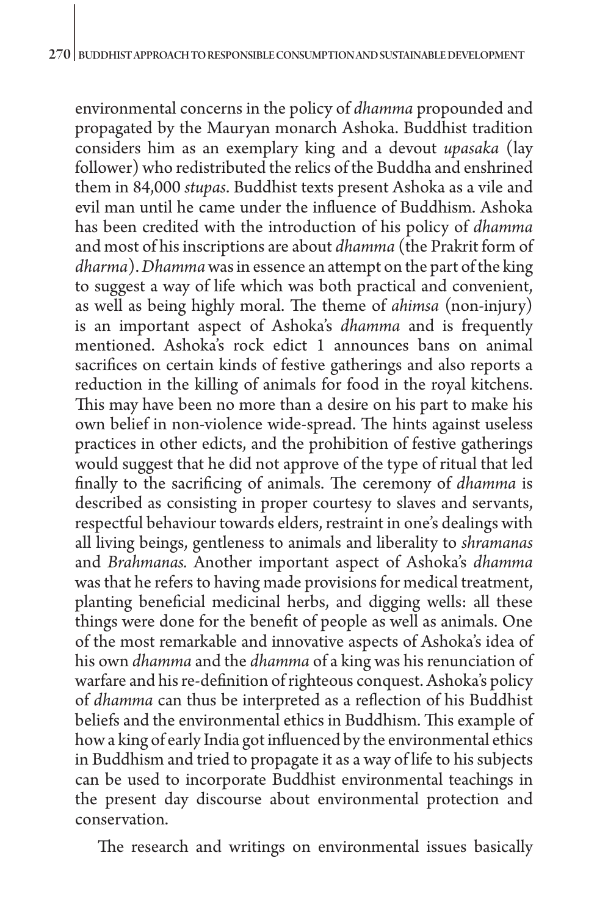environmental concerns in the policy of *dhamma* propounded and propagated by the Mauryan monarch Ashoka. Buddhist tradition considers him as an exemplary king and a devout *upasaka* (lay follower) who redistributed the relics of the Buddha and enshrined them in 84,000 *stupas*. Buddhist texts present Ashoka as a vile and evil man until he came under the influence of Buddhism. Ashoka has been credited with the introduction of his policy of *dhamma* and most of his inscriptions are about *dhamma* (the Prakrit form of *dharma*). *Dhamma* was in essence an attempt on the part of the king to suggest a way of life which was both practical and convenient, as well as being highly moral. The theme of *ahimsa* (non-injury) is an important aspect of Ashoka's *dhamma* and is frequently mentioned. Ashoka's rock edict 1 announces bans on animal sacrifices on certain kinds of festive gatherings and also reports a reduction in the killing of animals for food in the royal kitchens. This may have been no more than a desire on his part to make his own belief in non-violence wide-spread. The hints against useless practices in other edicts, and the prohibition of festive gatherings would suggest that he did not approve of the type of ritual that led finally to the sacrificing of animals. The ceremony of *dhamma* is described as consisting in proper courtesy to slaves and servants, respectful behaviour towards elders, restraint in one's dealings with all living beings, gentleness to animals and liberality to *shramanas* and *Brahmanas.* Another important aspect of Ashoka's *dhamma* was that he refers to having made provisions for medical treatment, planting beneficial medicinal herbs, and digging wells: all these things were done for the benefit of people as well as animals. One of the most remarkable and innovative aspects of Ashoka's idea of his own *dhamma* and the *dhamma* of a king was his renunciation of warfare and his re-definition of righteous conquest. Ashoka's policy of *dhamma* can thus be interpreted as a reflection of his Buddhist beliefs and the environmental ethics in Buddhism. This example of how a king of early India got influenced by the environmental ethics in Buddhism and tried to propagate it as a way of life to his subjects can be used to incorporate Buddhist environmental teachings in the present day discourse about environmental protection and conservation.

The research and writings on environmental issues basically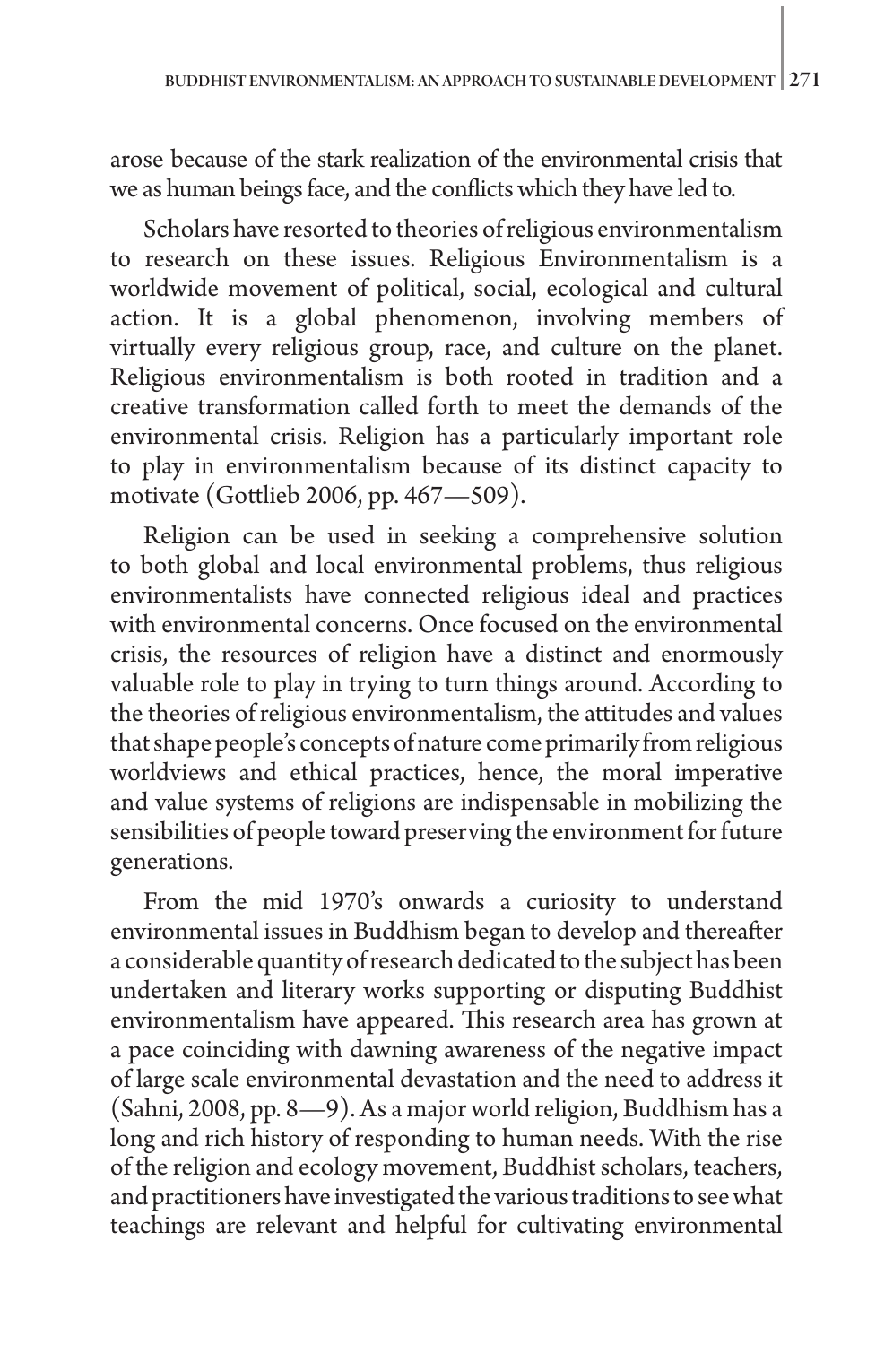arose because of the stark realization of the environmental crisis that we as human beings face, and the conflicts which they have led to.

Scholars have resorted to theories of religious environmentalism to research on these issues. Religious Environmentalism is a worldwide movement of political, social, ecological and cultural action. It is a global phenomenon, involving members of virtually every religious group, race, and culture on the planet. Religious environmentalism is both rooted in tradition and a creative transformation called forth to meet the demands of the environmental crisis. Religion has a particularly important role to play in environmentalism because of its distinct capacity to motivate (Gottlieb 2006, pp. 467—509).

Religion can be used in seeking a comprehensive solution to both global and local environmental problems, thus religious environmentalists have connected religious ideal and practices with environmental concerns. Once focused on the environmental crisis, the resources of religion have a distinct and enormously valuable role to play in trying to turn things around. According to the theories of religious environmentalism, the attitudes and values that shape people's concepts of nature come primarily from religious worldviews and ethical practices, hence, the moral imperative and value systems of religions are indispensable in mobilizing the sensibilities of people toward preserving the environment for future generations.

From the mid 1970's onwards a curiosity to understand environmental issues in Buddhism began to develop and thereafter a considerable quantity of research dedicated to the subject has been undertaken and literary works supporting or disputing Buddhist environmentalism have appeared. This research area has grown at a pace coinciding with dawning awareness of the negative impact of large scale environmental devastation and the need to address it (Sahni, 2008, pp. 8—9). As a major world religion, Buddhism has a long and rich history of responding to human needs. With the rise of the religion and ecology movement, Buddhist scholars, teachers, and practitioners have investigated the various traditions to see what teachings are relevant and helpful for cultivating environmental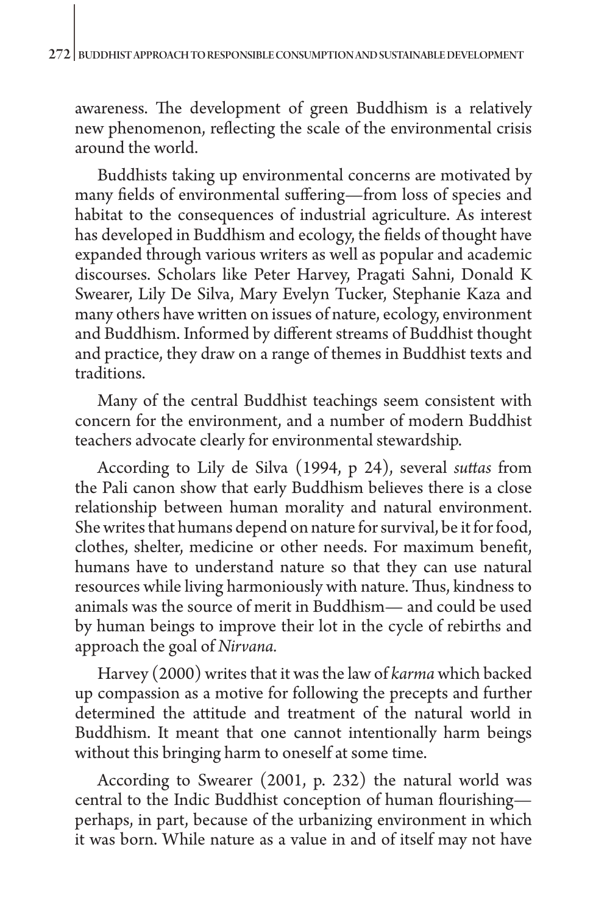awareness. The development of green Buddhism is a relatively new phenomenon, reflecting the scale of the environmental crisis around the world.

Buddhists taking up environmental concerns are motivated by many fields of environmental suffering—from loss of species and habitat to the consequences of industrial agriculture. As interest has developed in Buddhism and ecology, the fields of thought have expanded through various writers as well as popular and academic discourses. Scholars like Peter Harvey, Pragati Sahni, Donald K Swearer, Lily De Silva, Mary Evelyn Tucker, Stephanie Kaza and many others have written on issues of nature, ecology, environment and Buddhism. Informed by different streams of Buddhist thought and practice, they draw on a range of themes in Buddhist texts and traditions.

Many of the central Buddhist teachings seem consistent with concern for the environment, and a number of modern Buddhist teachers advocate clearly for environmental stewardship.

According to Lily de Silva (1994, p 24), several *suttas* from the Pali canon show that early Buddhism believes there is a close relationship between human morality and natural environment. She writes that humans depend on nature for survival, be it for food, clothes, shelter, medicine or other needs. For maximum benefit, humans have to understand nature so that they can use natural resources while living harmoniously with nature. Thus, kindness to animals was the source of merit in Buddhism— and could be used by human beings to improve their lot in the cycle of rebirths and approach the goal of *Nirvana*.

Harvey (2000) writes that it was the law of *karma* which backed up compassion as a motive for following the precepts and further determined the attitude and treatment of the natural world in Buddhism. It meant that one cannot intentionally harm beings without this bringing harm to oneself at some time.

According to Swearer (2001, p. 232) the natural world was central to the Indic Buddhist conception of human flourishing—perhaps, in part, because of the urbanizing environment in which it was born. While nature as a value in and of itself may not have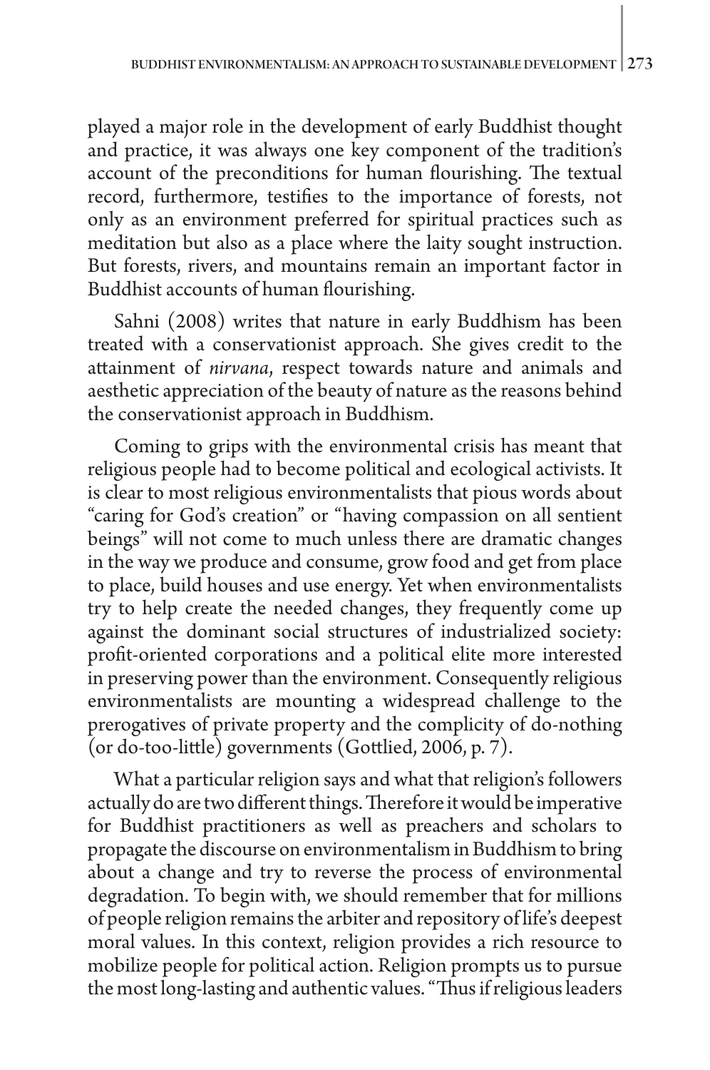played a major role in the development of early Buddhist thought and practice, it was always one key component of the tradition's account of the preconditions for human flourishing. The textual record, furthermore, testifies to the importance of forests, not only as an environment preferred for spiritual practices such as meditation but also as a place where the laity sought instruction. But forests, rivers, and mountains remain an important factor in Buddhist accounts of human flourishing.

Sahni (2008) writes that nature in early Buddhism has been treated with a conservationist approach. She gives credit to the attainment of *nirvana*, respect towards nature and animals and aesthetic appreciation of the beauty of nature as the reasons behind the conservationist approach in Buddhism.

Coming to grips with the environmental crisis has meant that religious people had to become political and ecological activists. It is clear to most religious environmentalists that pious words about "caring for God's creation" or "having compassion on all sentient beings" will not come to much unless there are dramatic changes in the way we produce and consume, grow food and get from place to place, build houses and use energy. Yet when environmentalists try to help create the needed changes, they frequently come up against the dominant social structures of industrialized society: profit-oriented corporations and a political elite more interested in preserving power than the environment. Consequently religious environmentalists are mounting a widespread challenge to the prerogatives of private property and the complicity of do-nothing (or do-too-little) governments (Gottlied, 2006, p. 7).

What a particular religion says and what that religion's followers actually do are two different things. Therefore it would be imperative for Buddhist practitioners as well as preachers and scholars to propagate the discourse on environmentalism in Buddhism to bring about a change and try to reverse the process of environmental degradation. To begin with, we should remember that for millions of people religion remains the arbiter and repository of life's deepest moral values. In this context, religion provides a rich resource to mobilize people for political action. Religion prompts us to pursue the most long-lasting and authentic values. "Thus if religious leaders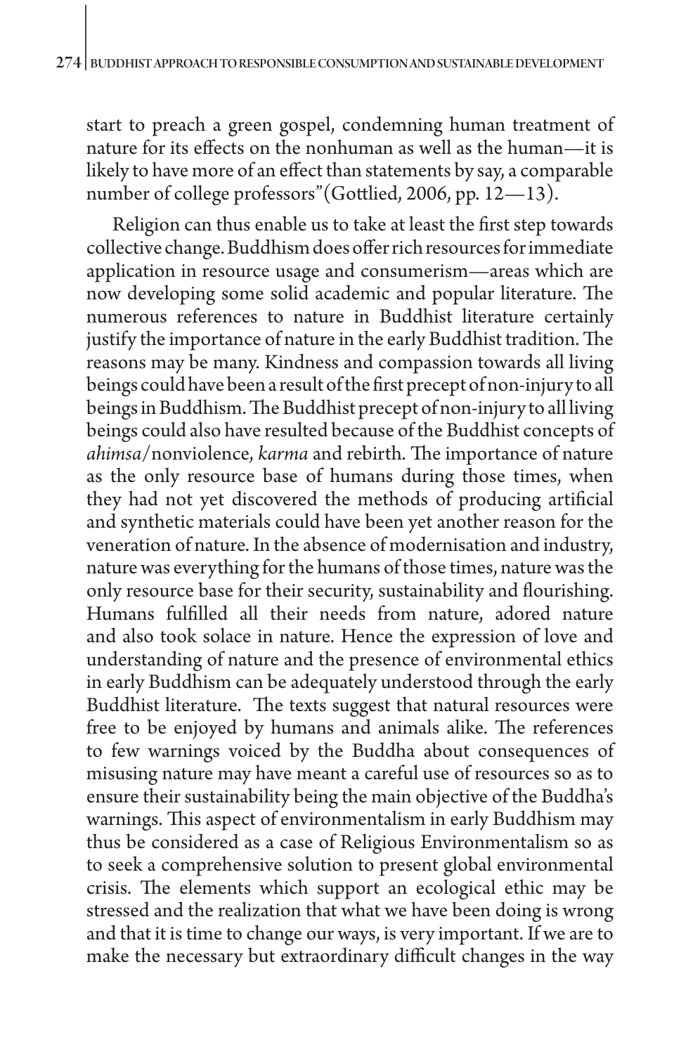start to preach a green gospel, condemning human treatment of nature for its effects on the nonhuman as well as the human—it is likely to have more of an effect than statements by say, a comparable number of college professors"(Gottlied, 2006, pp. 12—13).

Religion can thus enable us to take at least the first step towards collective change. Buddhism does offer rich resources for immediate application in resource usage and consumerism—areas which are now developing some solid academic and popular literature. The numerous references to nature in Buddhist literature certainly justify the importance of nature in the early Buddhist tradition. The reasons may be many. Kindness and compassion towards all living beings could have been a result of the first precept of non-injury to all beings in Buddhism. The Buddhist precept of non-injury to all living beings could also have resulted because of the Buddhist concepts of *ahimsa*/nonviolence, *karma* and rebirth. The importance of nature as the only resource base of humans during those times, when they had not yet discovered the methods of producing artificial and synthetic materials could have been yet another reason for the veneration of nature. In the absence of modernisation and industry, nature was everything for the humans of those times, nature was the only resource base for their security, sustainability and flourishing. Humans fulfilled all their needs from nature, adored nature and also took solace in nature. Hence the expression of love and understanding of nature and the presence of environmental ethics in early Buddhism can be adequately understood through the early Buddhist literature. The texts suggest that natural resources were free to be enjoyed by humans and animals alike. The references to few warnings voiced by the Buddha about consequences of misusing nature may have meant a careful use of resources so as to ensure their sustainability being the main objective of the Buddha's warnings. This aspect of environmentalism in early Buddhism may thus be considered as a case of Religious Environmentalism so as to seek a comprehensive solution to present global environmental crisis. The elements which support an ecological ethic may be stressed and the realization that what we have been doing is wrong and that it is time to change our ways, is very important. If we are to make the necessary but extraordinary difficult changes in the way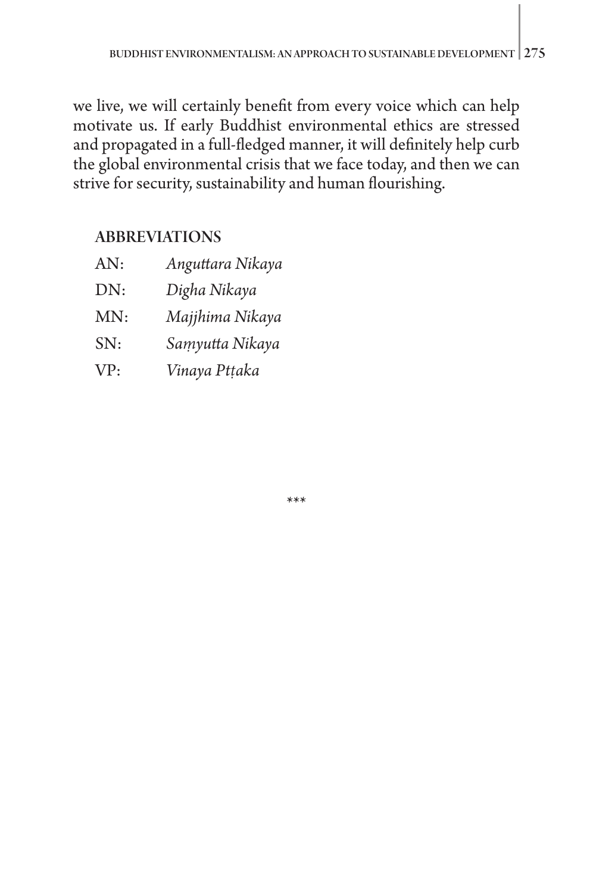we live, we will certainly benefit from every voice which can help motivate us. If early Buddhist environmental ethics are stressed and propagated in a full-fledged manner, it will definitely help curb the global environmental crisis that we face today, and then we can strive for security, sustainability and human flourishing.

## ABBREVIATIONS

AN: *Anguttara Nikaya*

DN: *Digha Nikaya*

MN: *Majjhima Nikaya*

SN: *Saṃyutta Nikaya*

VP: *Vinaya Pṭṭaka*

***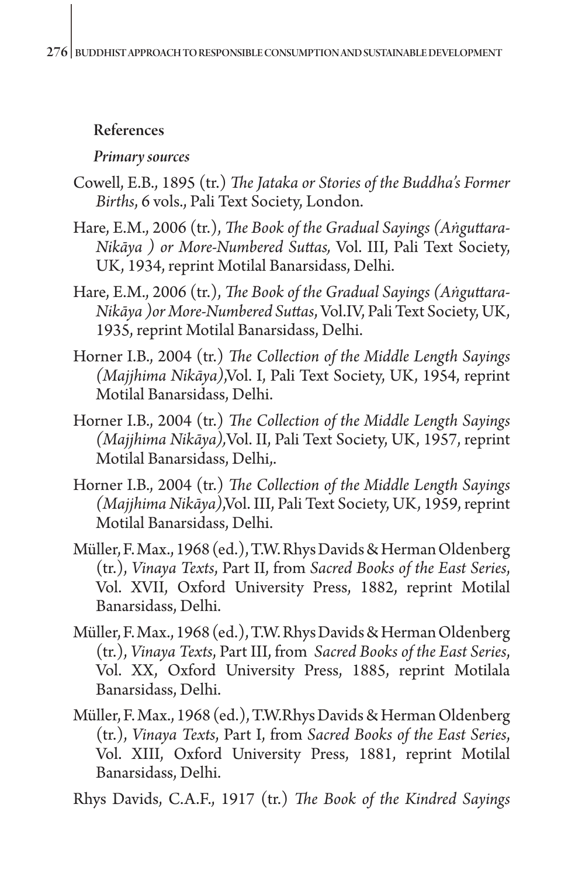## References

### *Primary sources*

Cowell, E.B., 1895 (tr.) *The Jataka or Stories of the Buddha's Former Births*, 6 vols., Pali Text Society, London.

Hare, E.M., 2006 (tr.), *The Book of the Gradual Sayings (Aṅguttara-Nikāya ) or More-Numbered Suttas,* Vol. III, Pali Text Society, UK, 1934, reprint Motilal Banarsidass, Delhi.

Hare, E.M., 2006 (tr.), *The Book of the Gradual Sayings (Aṅguttara-Nikāya )or More-Numbered Suttas*, Vol.IV, Pali Text Society, UK, 1935, reprint Motilal Banarsidass, Delhi.

Horner I.B., 2004 (tr.) *The Collection of the Middle Length Sayings (Majjhima Nikāya)*,Vol. I, Pali Text Society, UK, 1954, reprint Motilal Banarsidass, Delhi.

Horner I.B., 2004 (tr.) *The Collection of the Middle Length Sayings (Majjhima Nikāya),*Vol. II, Pali Text Society, UK, 1957, reprint Motilal Banarsidass, Delhi,.

Horner I.B., 2004 (tr.) *The Collection of the Middle Length Sayings (Majjhima Nikāya)*,Vol. III, Pali Text Society, UK, 1959, reprint Motilal Banarsidass, Delhi.

Müller, F. Max., 1968 (ed.), T.W. Rhys Davids & Herman Oldenberg (tr.), *Vinaya Texts*, Part II, from *Sacred Books of the East Series*, Vol. XVII, Oxford University Press, 1882, reprint Motilal Banarsidass, Delhi.

Müller, F. Max., 1968 (ed.), T.W. Rhys Davids & Herman Oldenberg (tr.), *Vinaya Texts*, Part III, from *Sacred Books of the East Series*, Vol. XX, Oxford University Press, 1885, reprint Motilala Banarsidass, Delhi.

Müller, F. Max., 1968 (ed.), T.W.Rhys Davids & Herman Oldenberg (tr.), *Vinaya Texts*, Part I, from *Sacred Books of the East Series*, Vol. XIII, Oxford University Press, 1881, reprint Motilal Banarsidass, Delhi.

Rhys Davids, C.A.F., 1917 (tr.) *The Book of the Kindred Sayings*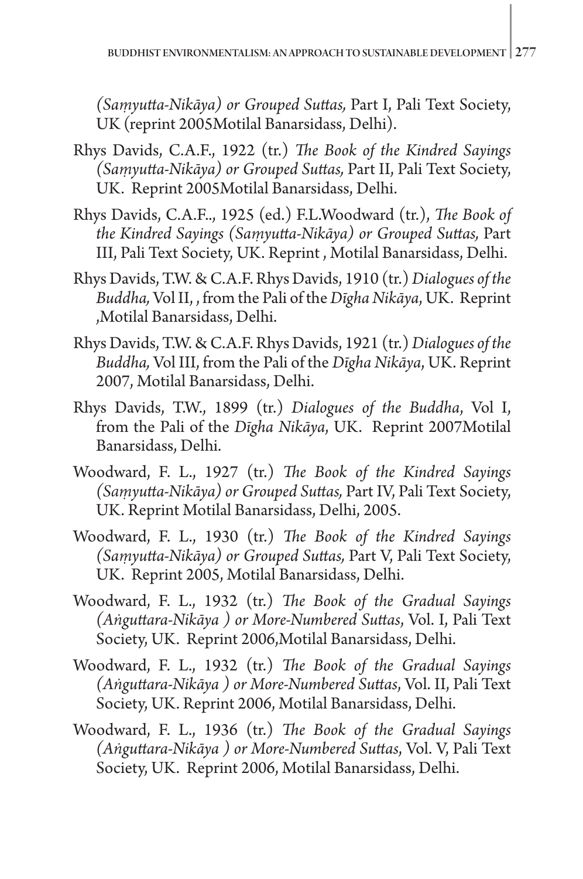*(Saṃyutta-Nikāya) or Grouped Suttas,* Part I, Pali Text Society, UK (reprint 2005Motilal Banarsidass, Delhi).

Rhys Davids, C.A.F., 1922 (tr.) *The Book of the Kindred Sayings (Saṃyutta-Nikāya) or Grouped Suttas,* Part II, Pali Text Society, UK. Reprint 2005Motilal Banarsidass, Delhi.

Rhys Davids, C.A.F.., 1925 (ed.) F.L.Woodward (tr.), *The Book of the Kindred Sayings (Saṃyutta-Nikāya) or Grouped Suttas,* Part III, Pali Text Society, UK. Reprint , Motilal Banarsidass, Delhi.

Rhys Davids, T.W. & C.A.F. Rhys Davids, 1910 (tr.) *Dialogues of the Buddha,* Vol II, , from the Pali of the *Dīgha Nikāya*, UK. Reprint ,Motilal Banarsidass, Delhi.

Rhys Davids, T.W. & C.A.F. Rhys Davids, 1921 (tr.) *Dialogues of the Buddha,* Vol III, from the Pali of the *Dīgha Nikāya*, UK. Reprint 2007, Motilal Banarsidass, Delhi.

Rhys Davids, T.W., 1899 (tr.) *Dialogues of the Buddha*, Vol I, from the Pali of the *Dīgha Nikāya*, UK. Reprint 2007Motilal Banarsidass, Delhi.

Woodward, F. L., 1927 (tr.) *The Book of the Kindred Sayings (Saṃyutta-Nikāya) or Grouped Suttas,* Part IV, Pali Text Society, UK. Reprint Motilal Banarsidass, Delhi, 2005.

Woodward, F. L., 1930 (tr.) *The Book of the Kindred Sayings (Saṃyutta-Nikāya) or Grouped Suttas,* Part V, Pali Text Society, UK. Reprint 2005, Motilal Banarsidass, Delhi.

Woodward, F. L., 1932 (tr.) *The Book of the Gradual Sayings (Aṅguttara-Nikāya ) or More-Numbered Suttas*, Vol. I, Pali Text Society, UK. Reprint 2006,Motilal Banarsidass, Delhi.

Woodward, F. L., 1932 (tr.) *The Book of the Gradual Sayings (Aṅguttara-Nikāya ) or More-Numbered Suttas*, Vol. II, Pali Text Society, UK. Reprint 2006, Motilal Banarsidass, Delhi.

Woodward, F. L., 1936 (tr.) *The Book of the Gradual Sayings (Aṅguttara-Nikāya ) or More-Numbered Suttas*, Vol. V, Pali Text Society, UK. Reprint 2006, Motilal Banarsidass, Delhi.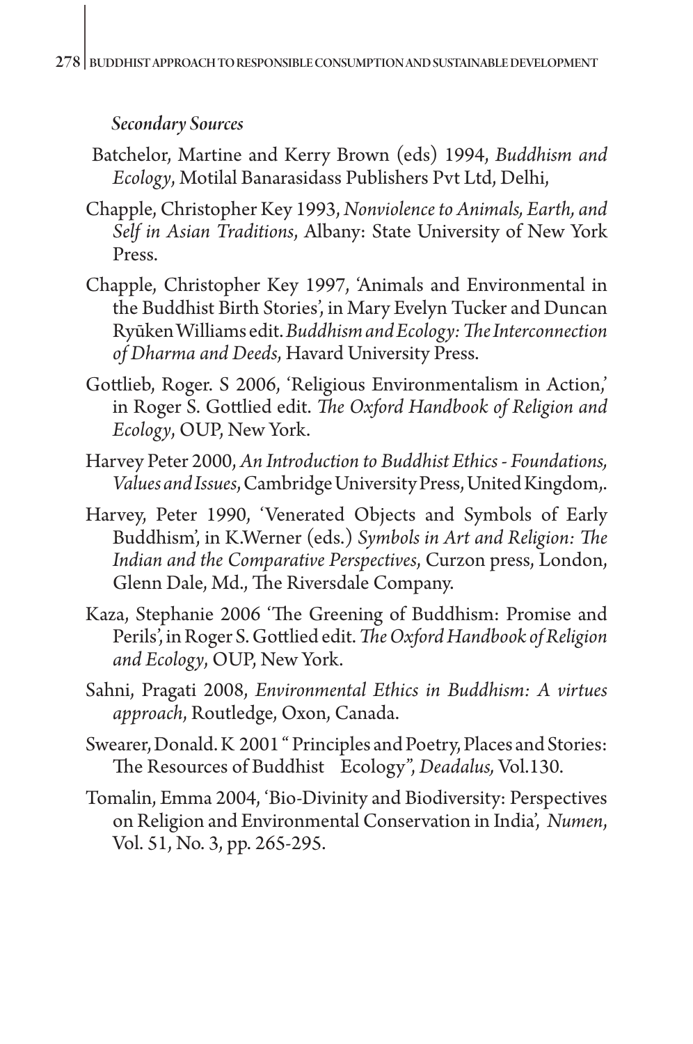*Secondary Sources*

Batchelor, Martine and Kerry Brown (eds) 1994, *Buddhism and Ecology*, Motilal Banarasidass Publishers Pvt Ltd, Delhi,

Chapple, Christopher Key 1993, *Nonviolence to Animals, Earth, and Self in Asian Traditions*, Albany: State University of New York Press.

Chapple, Christopher Key 1997, 'Animals and Environmental in the Buddhist Birth Stories', in Mary Evelyn Tucker and Duncan Ryūken Williams edit. *Buddhism and Ecology: The Interconnection of Dharma and Deeds*, Havard University Press.

Gottlieb, Roger. S 2006, 'Religious Environmentalism in Action,' in Roger S. Gottlied edit. *The Oxford Handbook of Religion and Ecology*, OUP, New York.

Harvey Peter 2000, *An Introduction to Buddhist Ethics - Foundations, Values and Issues*, Cambridge University Press, United Kingdom,.

Harvey, Peter 1990, 'Venerated Objects and Symbols of Early Buddhism', in K.Werner (eds.) *Symbols in Art and Religion: The Indian and the Comparative Perspectives*, Curzon press, London, Glenn Dale, Md., The Riversdale Company.

Kaza, Stephanie 2006 'The Greening of Buddhism: Promise and Perils', in Roger S. Gottlied edit. *The Oxford Handbook of Religion and Ecology*, OUP, New York.

Sahni, Pragati 2008, *Environmental Ethics in Buddhism: A virtues approach*, Routledge, Oxon, Canada.

Swearer, Donald. K 2001 " Principles and Poetry, Places and Stories: The Resources of Buddhist Ecology", *Deadalus,* Vol.130.

Tomalin, Emma 2004, 'Bio-Divinity and Biodiversity: Perspectives on Religion and Environmental Conservation in India', *Numen*, Vol. 51, No. 3, pp. 265-295.